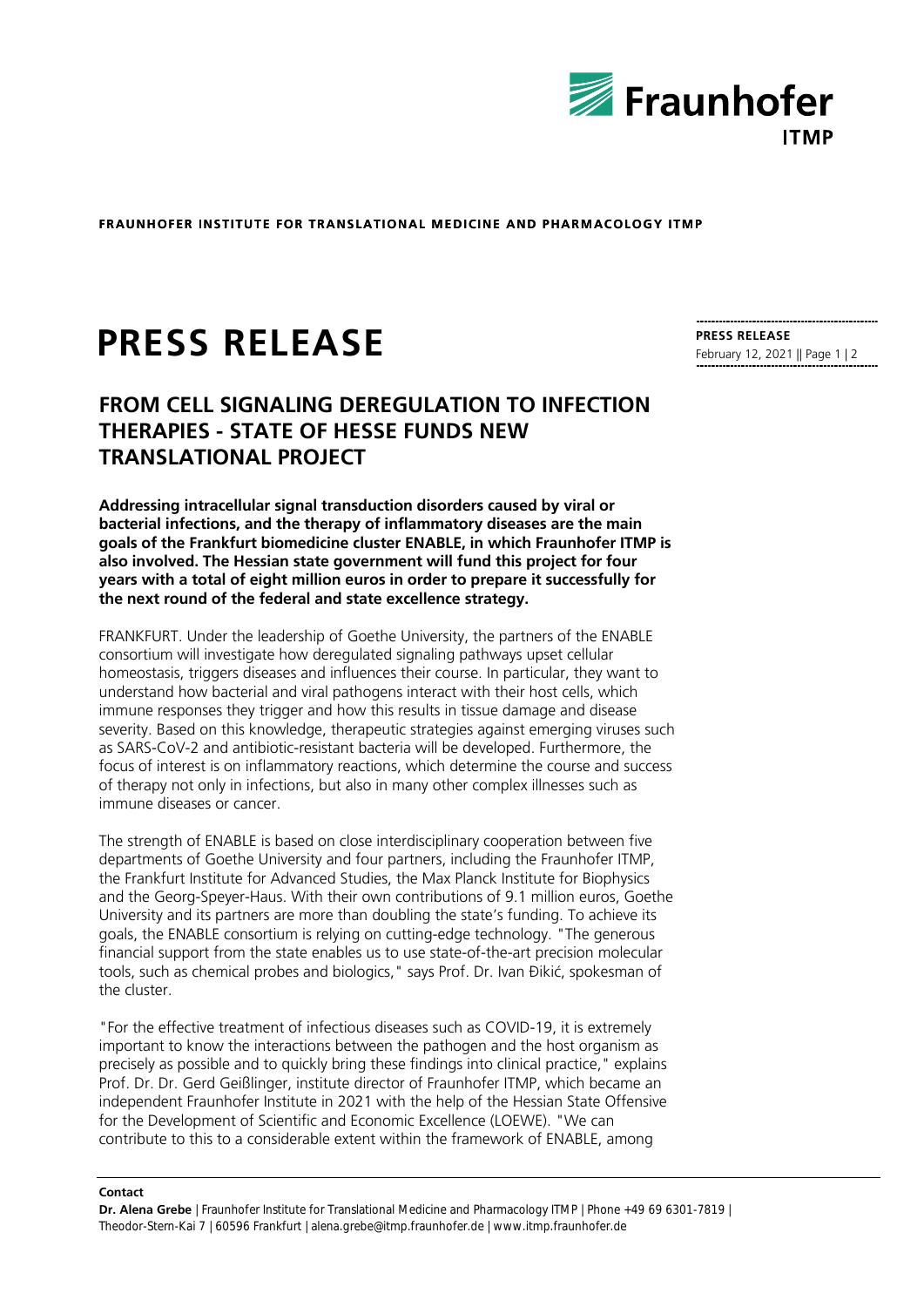FRAUNHOFER INSTITUTE FOR TRANSLATIONAL MEDICINE AND PHARMACOLOGY ITMP

# PRESS RELEASE

**PRESS RELEASE**
February 12, 2021

## FROM CELL SIGNALING DEREGULATION TO INFECTION THERAPIES - STATE OF HESSE FUNDS NEW TRANSLATIONAL PROJECT

**Addressing intracellular signal transduction disorders caused by viral or bacterial infections, and the therapy of inflammatory diseases are the main goals of the Frankfurt biomedicine cluster ENABLE, in which Fraunhofer ITMP is also involved. The Hessian state government will fund this project for four years with a total of eight million euros in order to prepare it successfully for the next round of the federal and state excellence strategy.**

FRANKFURT. Under the leadership of Goethe University, the partners of the ENABLE consortium will investigate how deregulated signaling pathways upset cellular homeostasis, triggers diseases and influences their course. In particular, they want to understand how bacterial and viral pathogens interact with their host cells, which immune responses they trigger and how this results in tissue damage and disease severity. Based on this knowledge, therapeutic strategies against emerging viruses such as SARS-CoV-2 and antibiotic-resistant bacteria will be developed. Furthermore, the focus of interest is on inflammatory reactions, which determine the course and success of therapy not only in infections, but also in many other complex illnesses such as immune diseases or cancer.

The strength of ENABLE is based on close interdisciplinary cooperation between five departments of Goethe University and four partners, including the Fraunhofer ITMP, the Frankfurt Institute for Advanced Studies, the Max Planck Institute for Biophysics and the Georg-Speyer-Haus. With their own contributions of 9.1 million euros, Goethe University and its partners are more than doubling the state's funding. To achieve its goals, the ENABLE consortium is relying on cutting-edge technology. "The generous financial support from the state enables us to use state-of-the-art precision molecular tools, such as chemical probes and biologics," says Prof. Dr. Ivan Đikić, spokesman of the cluster.

"For the effective treatment of infectious diseases such as COVID-19, it is extremely important to know the interactions between the pathogen and the host organism as precisely as possible and to quickly bring these findings into clinical practice," explains Prof. Dr. Dr. Gerd Geißlinger, institute director of Fraunhofer ITMP, which became an independent Fraunhofer Institute in 2021 with the help of the Hessian State Offensive for the Development of Scientific and Economic Excellence (LOEWE). "We can contribute to this to a considerable extent within the framework of ENABLE, among

**Contact**

**Dr. Alena Grebe** | Fraunhofer Institute for Translational Medicine and Pharmacology ITMP | Phone +49 69 6301-7819 | Theodor-Stern-Kai 7 | 60596 Frankfurt | alena.grebe@itmp.fraunhofer.de | www.itmp.fraunhofer.de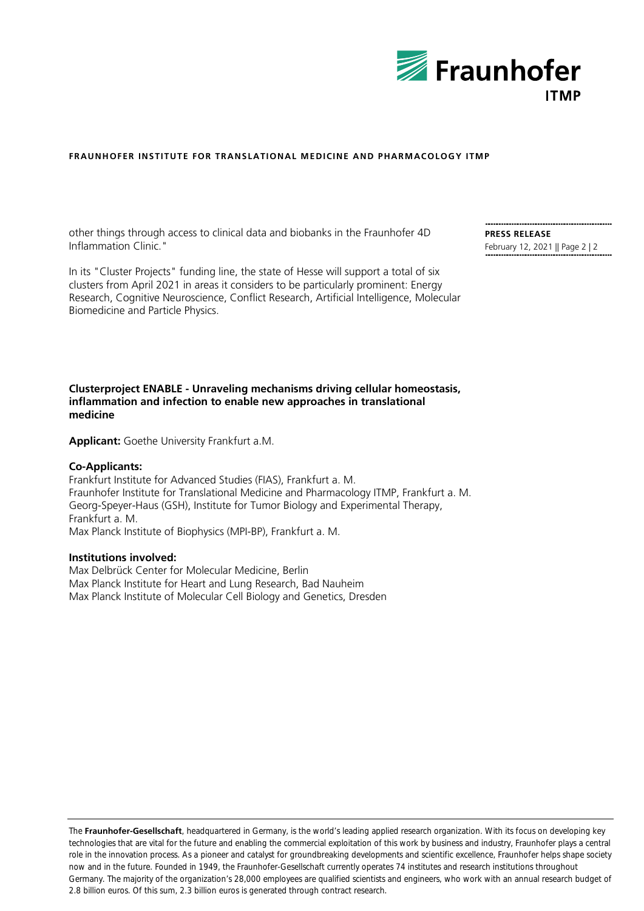other things through access to clinical data and biobanks in the Fraunhofer 4D Inflammation Clinic."

In its "Cluster Projects" funding line, the state of Hesse will support a total of six clusters from April 2021 in areas it considers to be particularly prominent: Energy Research, Cognitive Neuroscience, Conflict Research, Artificial Intelligence, Molecular Biomedicine and Particle Physics.

**Clusterproject ENABLE - Unraveling mechanisms driving cellular homeostasis, inflammation and infection to enable new approaches in translational medicine**

**Applicant:** Goethe University Frankfurt a.M.

**Co-Applicants:**
Frankfurt Institute for Advanced Studies (FIAS), Frankfurt a. M.
Fraunhofer Institute for Translational Medicine and Pharmacology ITMP, Frankfurt a. M.
Georg-Speyer-Haus (GSH), Institute for Tumor Biology and Experimental Therapy, Frankfurt a. M.
Max Planck Institute of Biophysics (MPI-BP), Frankfurt a. M.

**Institutions involved:**
Max Delbrück Center for Molecular Medicine, Berlin
Max Planck Institute for Heart and Lung Research, Bad Nauheim
Max Planck Institute of Molecular Cell Biology and Genetics, Dresden

The **Fraunhofer-Gesellschaft**, headquartered in Germany, is the world's leading applied research organization. With its focus on developing key technologies that are vital for the future and enabling the commercial exploitation of this work by business and industry, Fraunhofer plays a central role in the innovation process. As a pioneer and catalyst for groundbreaking developments and scientific excellence, Fraunhofer helps shape society now and in the future. Founded in 1949, the Fraunhofer-Gesellschaft currently operates 74 institutes and research institutions throughout Germany. The majority of the organization's 28,000 employees are qualified scientists and engineers, who work with an annual research budget of 2.8 billion euros. Of this sum, 2.3 billion euros is generated through contract research.